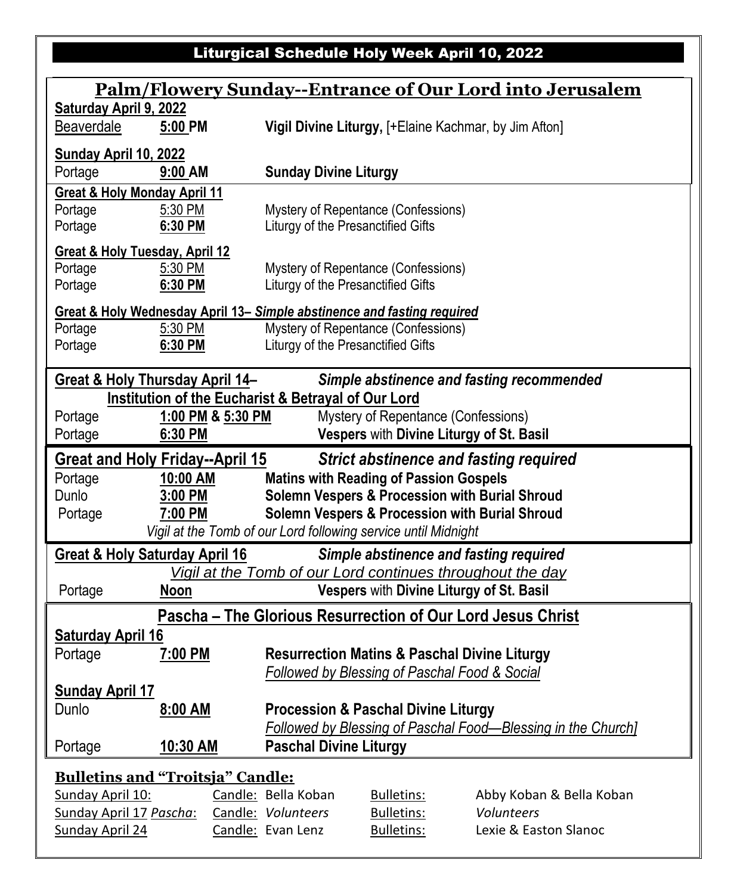## Liturgical Schedule Holy Week April 10, 2022

### Palm/Flowery Sunday--Entrance of Our Lord into Jerusalem

**Saturday April 9, 2022**

| | | |
|---|---|---|
| Beaverdale | **5:00 PM** | **Vigil Divine Liturgy,** [+Elaine Kachmar, by Jim Afton] |

**Sunday April 10, 2022**

| | | |
|---|---|---|
| Portage | **9:00 AM** | **Sunday Divine Liturgy** |

**Great & Holy Monday April 11**

| | | |
|---|---|---|
| Portage | 5:30 PM | Mystery of Repentance (Confessions) |
| Portage | **6:30 PM** | Liturgy of the Presanctified Gifts |

**Great & Holy Tuesday, April 12**

| | | |
|---|---|---|
| Portage | 5:30 PM | Mystery of Repentance (Confessions) |
| Portage | **6:30 PM** | Liturgy of the Presanctified Gifts |

**Great & Holy Wednesday April 13–** ***Simple abstinence and fasting required***

| | | |
|---|---|---|
| Portage | 5:30 PM | Mystery of Repentance (Confessions) |
| Portage | **6:30 PM** | Liturgy of the Presanctified Gifts |

**Great & Holy Thursday April 14–** ***Simple abstinence and fasting recommended***

**Institution of the Eucharist & Betrayal of Our Lord**

| | | |
|---|---|---|
| Portage | **1:00 PM & 5:30 PM** | Mystery of Repentance (Confessions) |
| Portage | **6:30 PM** | **Vespers** with **Divine Liturgy of St. Basil** |

**Great and Holy Friday--April 15** ***Strict abstinence and fasting required***

| | | |
|---|---|---|
| Portage | **10:00 AM** | **Matins with Reading of Passion Gospels** |
| Dunlo | **3:00 PM** | **Solemn Vespers & Procession with Burial Shroud** |
| Portage | **7:00 PM** | **Solemn Vespers & Procession with Burial Shroud** |

*Vigil at the Tomb of our Lord following service until Midnight*

**Great & Holy Saturday April 16** ***Simple abstinence and fasting required***

*Vigil at the Tomb of our Lord continues throughout the day*

| | | |
|---|---|---|
| Portage | **Noon** | **Vespers** with **Divine Liturgy of St. Basil** |

### Pascha – The Glorious Resurrection of Our Lord Jesus Christ

**Saturday April 16**

| | | |
|---|---|---|
| Portage | **7:00 PM** | **Resurrection Matins & Paschal Divine Liturgy** *Followed by Blessing of Paschal Food & Social* |

**Sunday April 17**

| | | |
|---|---|---|
| Dunlo | **8:00 AM** | **Procession & Paschal Divine Liturgy** *Followed by Blessing of Paschal Food—Blessing in the Church]* |
| Portage | **10:30 AM** | **Paschal Divine Liturgy** |

### Bulletins and "Troitsja" Candle:

| | | | |
|---|---|---|---|
| Sunday April 10: | Candle: Bella Koban | Bulletins: | Abby Koban & Bella Koban |
| Sunday April 17 *Pascha*: | Candle: *Volunteers* | Bulletins: | *Volunteers* |
| Sunday April 24 | Candle: Evan Lenz | Bulletins: | Lexie & Easton Slanoc |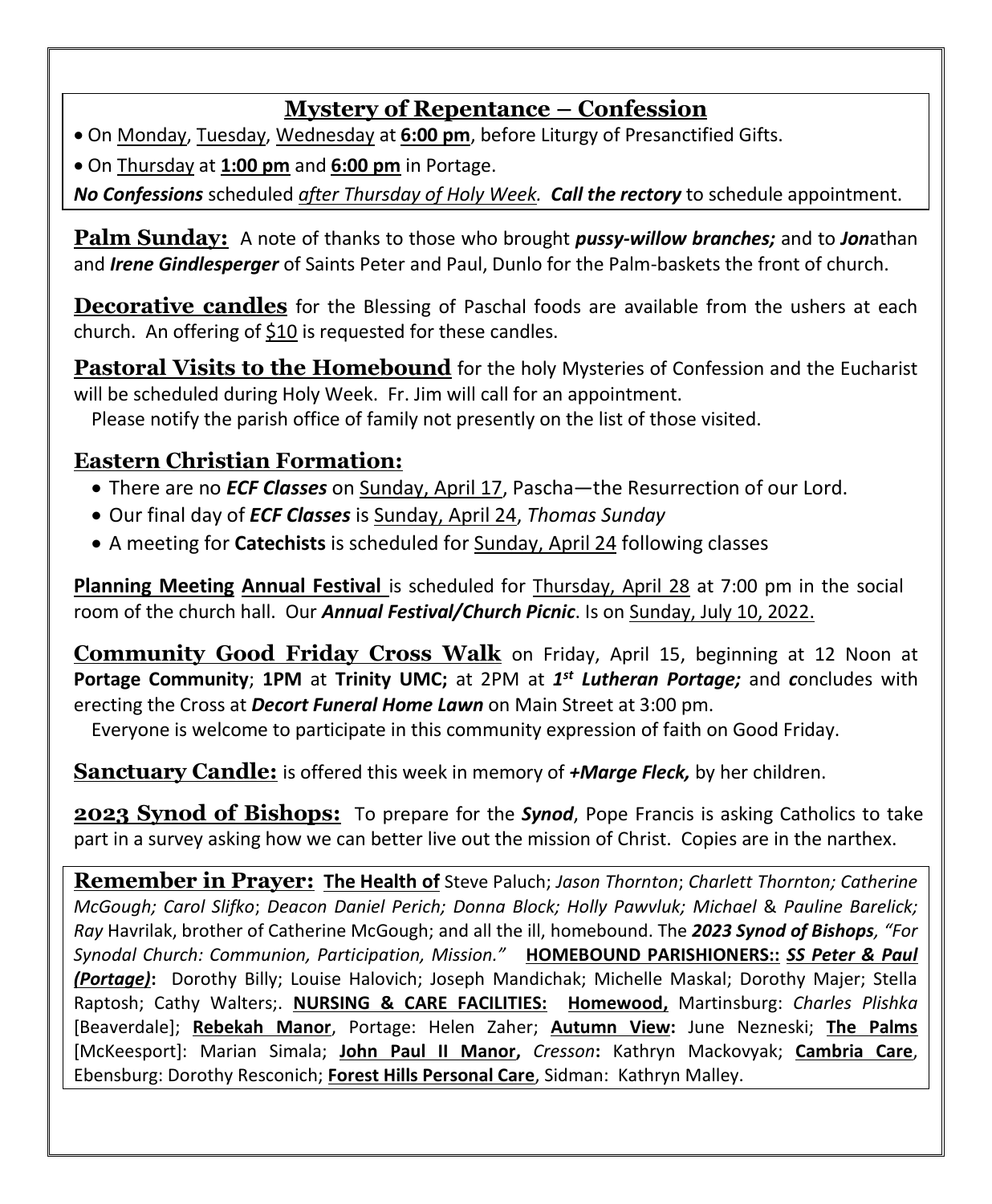## Mystery of Repentance – Confession

- On Monday, Tuesday, Wednesday at **6:00 pm**, before Liturgy of Presanctified Gifts.
- On Thursday at **1:00 pm** and **6:00 pm** in Portage.

***No Confessions*** scheduled *after Thursday of Holy Week.* ***Call the rectory*** to schedule appointment.

**Palm Sunday:** A note of thanks to those who brought ***pussy-willow branches;*** and to ***Jon***athan and ***Irene Gindlesperger*** of Saints Peter and Paul, Dunlo for the Palm-baskets the front of church.

**Decorative candles** for the Blessing of Paschal foods are available from the ushers at each church. An offering of $10 is requested for these candles.

**Pastoral Visits to the Homebound** for the holy Mysteries of Confession and the Eucharist will be scheduled during Holy Week. Fr. Jim will call for an appointment.
Please notify the parish office of family not presently on the list of those visited.

**Eastern Christian Formation:**

- There are no ***ECF Classes*** on Sunday, April 17, Pascha—the Resurrection of our Lord.
- Our final day of ***ECF Classes*** is Sunday, April 24, *Thomas Sunday*
- A meeting for **Catechists** is scheduled for Sunday, April 24 following classes

**Planning Meeting Annual Festival** is scheduled for Thursday, April 28 at 7:00 pm in the social room of the church hall. Our ***Annual Festival/Church Picnic***. Is on Sunday, July 10, 2022.

**Community Good Friday Cross Walk** on Friday, April 15, beginning at 12 Noon at **Portage Community**; **1PM** at **Trinity UMC;** at 2PM at ***1st Lutheran Portage;*** and ***c***oncludes with erecting the Cross at ***Decort Funeral Home Lawn*** on Main Street at 3:00 pm.
Everyone is welcome to participate in this community expression of faith on Good Friday.

**Sanctuary Candle:** is offered this week in memory of ***+Marge Fleck,*** by her children.

**2023 Synod of Bishops:** To prepare for the ***Synod***, Pope Francis is asking Catholics to take part in a survey asking how we can better live out the mission of Christ. Copies are in the narthex.

**Remember in Prayer:** **The Health of** Steve Paluch; *Jason Thornton*; *Charlett Thornton; Catherine McGough; Carol Slifko*; *Deacon Daniel Perich; Donna Block; Holly Pawvluk; Michael* & *Pauline Barelick; Ray* Havrilak, brother of Catherine McGough; and all the ill, homebound. The ***2023 Synod of Bishops,*** *"For Synodal Church: Communion, Participation, Mission."* **HOMEBOUND PARISHIONERS::** ***SS Peter & Paul (Portage)*****:** Dorothy Billy; Louise Halovich; Joseph Mandichak; Michelle Maskal; Dorothy Majer; Stella Raptosh; Cathy Walters;. **NURSING & CARE FACILITIES:** **Homewood,** Martinsburg: *Charles Plishka* [Beaverdale]; **Rebekah Manor**, Portage: Helen Zaher; **Autumn View:** June Nezneski; **The Palms** [McKeesport]: Marian Simala; **John Paul II Manor,** *Cresson***:** Kathryn Mackovyak; **Cambria Care**, Ebensburg: Dorothy Resconich; **Forest Hills Personal Care**, Sidman: Kathryn Malley.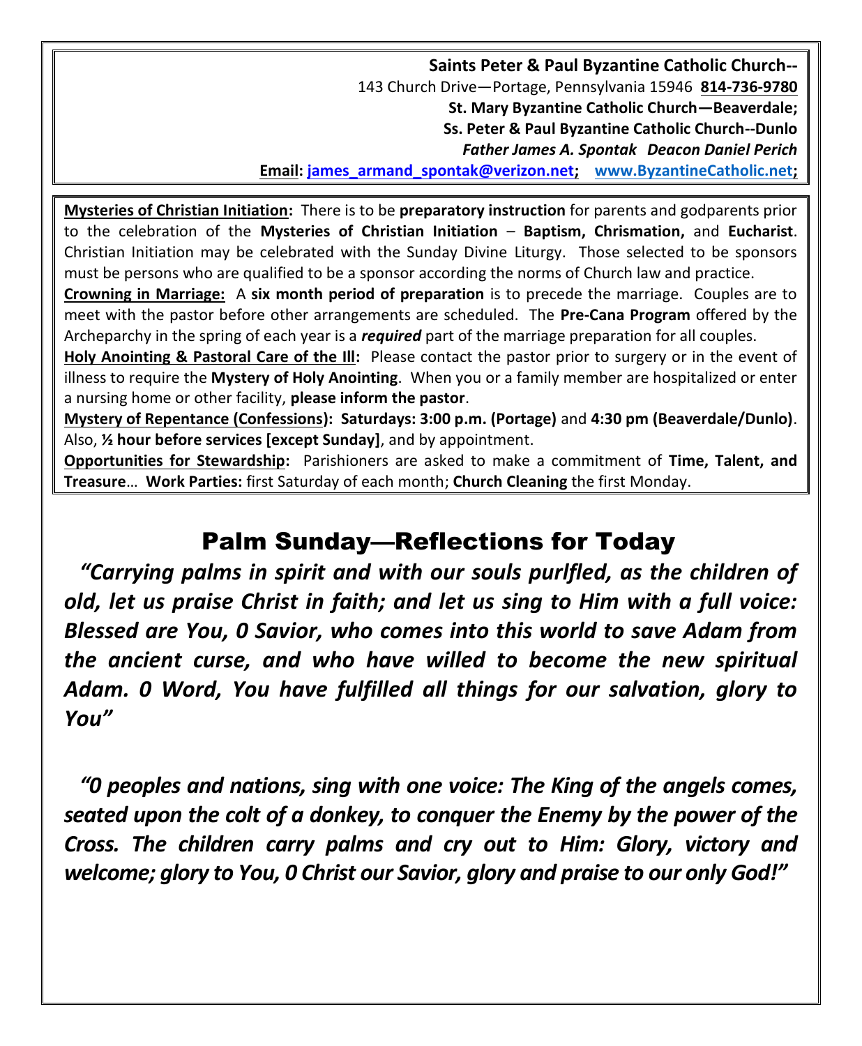**Saints Peter & Paul Byzantine Catholic Church--**
143 Church Drive—Portage, Pennsylvania 15946 **814-736-9780**
**St. Mary Byzantine Catholic Church—Beaverdale;**
**Ss. Peter & Paul Byzantine Catholic Church--Dunlo**
***Father James A. Spontak Deacon Daniel Perich***
**Email: james_armand_spontak@verizon.net; www.ByzantineCatholic.net;**

**Mysteries of Christian Initiation:** There is to be **preparatory instruction** for parents and godparents prior to the celebration of the **Mysteries of Christian Initiation** – **Baptism, Chrismation,** and **Eucharist**. Christian Initiation may be celebrated with the Sunday Divine Liturgy. Those selected to be sponsors must be persons who are qualified to be a sponsor according the norms of Church law and practice.

**Crowning in Marriage:** A **six month period of preparation** is to precede the marriage. Couples are to meet with the pastor before other arrangements are scheduled. The **Pre-Cana Program** offered by the Archeparchy in the spring of each year is a ***required*** part of the marriage preparation for all couples.

**Holy Anointing & Pastoral Care of the Ill:** Please contact the pastor prior to surgery or in the event of illness to require the **Mystery of Holy Anointing**. When you or a family member are hospitalized or enter a nursing home or other facility, **please inform the pastor**.

**Mystery of Repentance (Confessions): Saturdays: 3:00 p.m. (Portage)** and **4:30 pm (Beaverdale/Dunlo)**. Also, **½ hour before services [except Sunday]**, and by appointment.

**Opportunities for Stewardship:** Parishioners are asked to make a commitment of **Time, Talent, and Treasure**… **Work Parties:** first Saturday of each month; **Church Cleaning** the first Monday.

# Palm Sunday—Reflections for Today

***"Carrying palms in spirit and with our souls purlfled, as the children of old, let us praise Christ in faith; and let us sing to Him with a full voice: Blessed are You, 0 Savior, who comes into this world to save Adam from the ancient curse, and who have willed to become the new spiritual Adam. 0 Word, You have fulfilled all things for our salvation, glory to You"***

***"0 peoples and nations, sing with one voice: The King of the angels comes, seated upon the colt of a donkey, to conquer the Enemy by the power of the Cross. The children carry palms and cry out to Him: Glory, victory and welcome; glory to You, 0 Christ our Savior, glory and praise to our only God!"***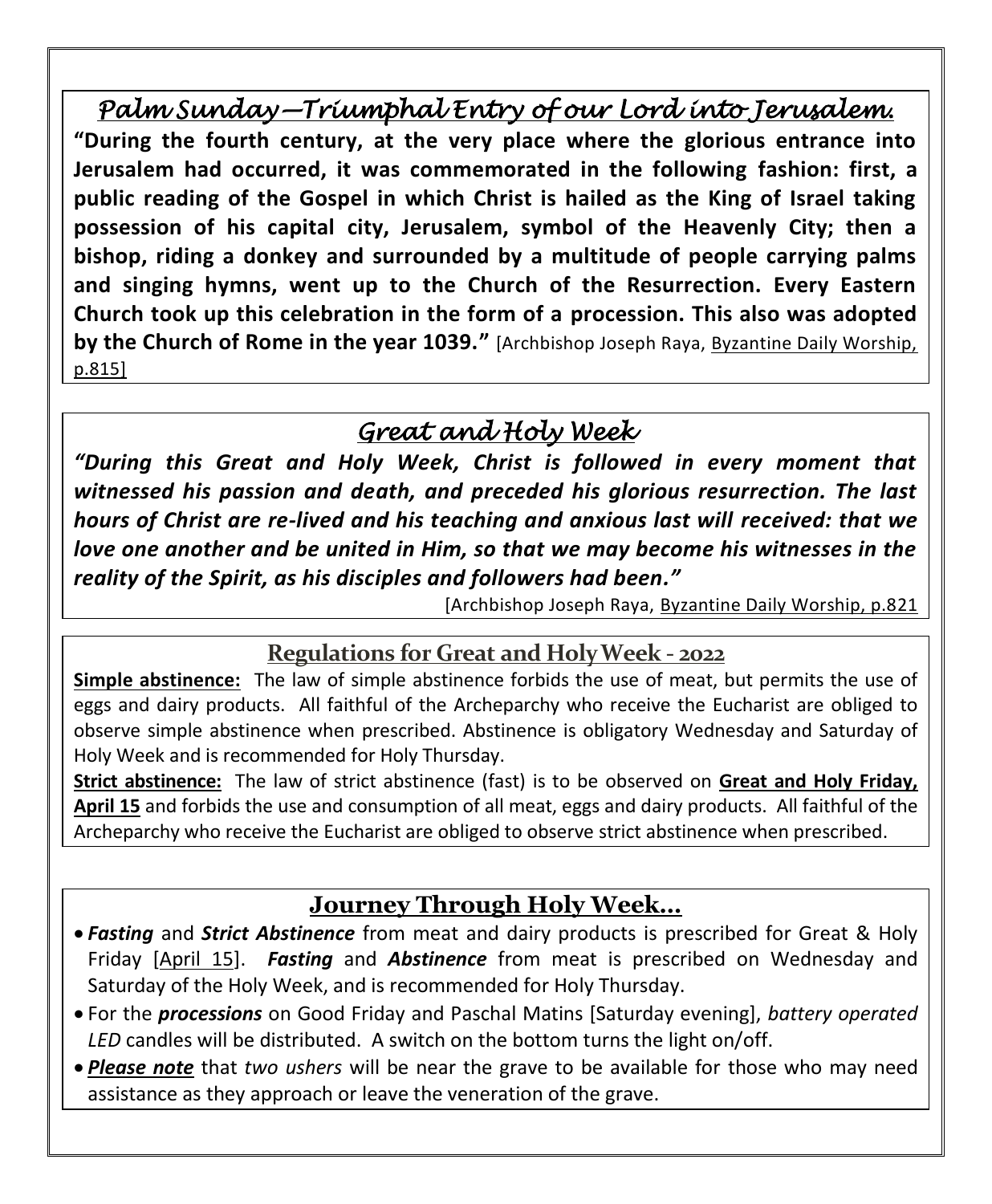## *Palm Sunday—Triumphal Entry of our Lord into Jerusalem.*

**"During the fourth century, at the very place where the glorious entrance into Jerusalem had occurred, it was commemorated in the following fashion: first, a public reading of the Gospel in which Christ is hailed as the King of Israel taking possession of his capital city, Jerusalem, symbol of the Heavenly City; then a bishop, riding a donkey and surrounded by a multitude of people carrying palms and singing hymns, went up to the Church of the Resurrection. Every Eastern Church took up this celebration in the form of a procession. This also was adopted by the Church of Rome in the year 1039."** [Archbishop Joseph Raya, Byzantine Daily Worship, p.815]

## *Great and Holy Week*

***"During this Great and Holy Week, Christ is followed in every moment that witnessed his passion and death, and preceded his glorious resurrection. The last hours of Christ are re-lived and his teaching and anxious last will received: that we love one another and be united in Him, so that we may become his witnesses in the reality of the Spirit, as his disciples and followers had been."***

[Archbishop Joseph Raya, Byzantine Daily Worship, p.821

## Regulations for Great and Holy Week - 2022

**Simple abstinence:** The law of simple abstinence forbids the use of meat, but permits the use of eggs and dairy products. All faithful of the Archeparchy who receive the Eucharist are obliged to observe simple abstinence when prescribed. Abstinence is obligatory Wednesday and Saturday of Holy Week and is recommended for Holy Thursday.

**Strict abstinence:** The law of strict abstinence (fast) is to be observed on **Great and Holy Friday, April 15** and forbids the use and consumption of all meat, eggs and dairy products. All faithful of the Archeparchy who receive the Eucharist are obliged to observe strict abstinence when prescribed.

## Journey Through Holy Week…

- ***Fasting*** and ***Strict Abstinence*** from meat and dairy products is prescribed for Great & Holy Friday [April 15]. ***Fasting*** and ***Abstinence*** from meat is prescribed on Wednesday and Saturday of the Holy Week, and is recommended for Holy Thursday.
- For the ***processions*** on Good Friday and Paschal Matins [Saturday evening], *battery operated LED* candles will be distributed. A switch on the bottom turns the light on/off.
- ***Please note*** that *two ushers* will be near the grave to be available for those who may need assistance as they approach or leave the veneration of the grave.